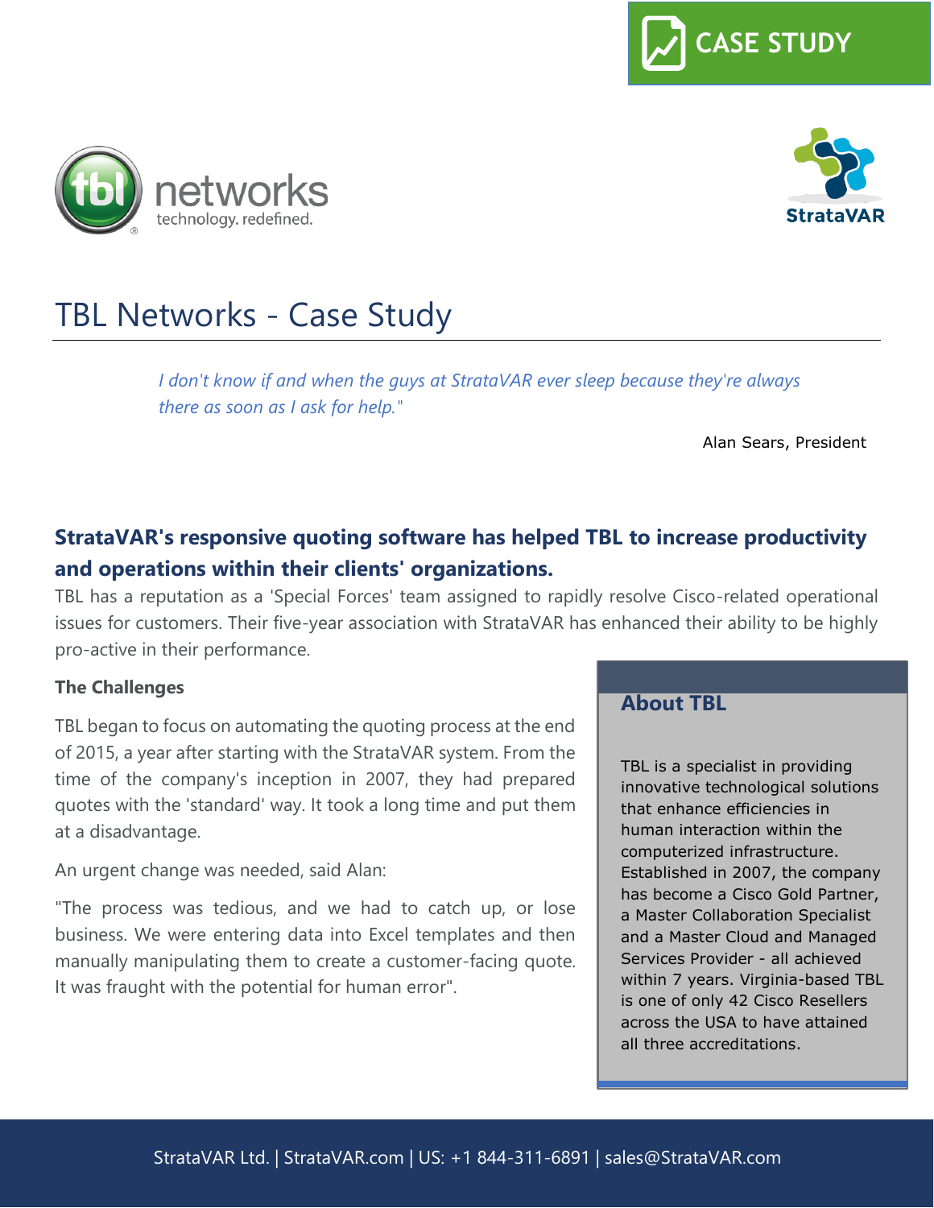CASE STUDY

# TBL Networks - Case Study

> *I don't know if and when the guys at StrataVAR ever sleep because they're always there as soon as I ask for help."*
>
> Alan Sears, President

## StrataVAR's responsive quoting software has helped TBL to increase productivity and operations within their clients' organizations.

TBL has a reputation as a 'Special Forces' team assigned to rapidly resolve Cisco-related operational issues for customers. Their five-year association with StrataVAR has enhanced their ability to be highly pro-active in their performance.

**The Challenges**

TBL began to focus on automating the quoting process at the end of 2015, a year after starting with the StrataVAR system. From the time of the company's inception in 2007, they had prepared quotes with the 'standard' way. It took a long time and put them at a disadvantage.

An urgent change was needed, said Alan:

"The process was tedious, and we had to catch up, or lose business. We were entering data into Excel templates and then manually manipulating them to create a customer-facing quote. It was fraught with the potential for human error".

### About TBL

TBL is a specialist in providing innovative technological solutions that enhance efficiencies in human interaction within the computerized infrastructure. Established in 2007, the company has become a Cisco Gold Partner, a Master Collaboration Specialist and a Master Cloud and Managed Services Provider - all achieved within 7 years. Virginia-based TBL is one of only 42 Cisco Resellers across the USA to have attained all three accreditations.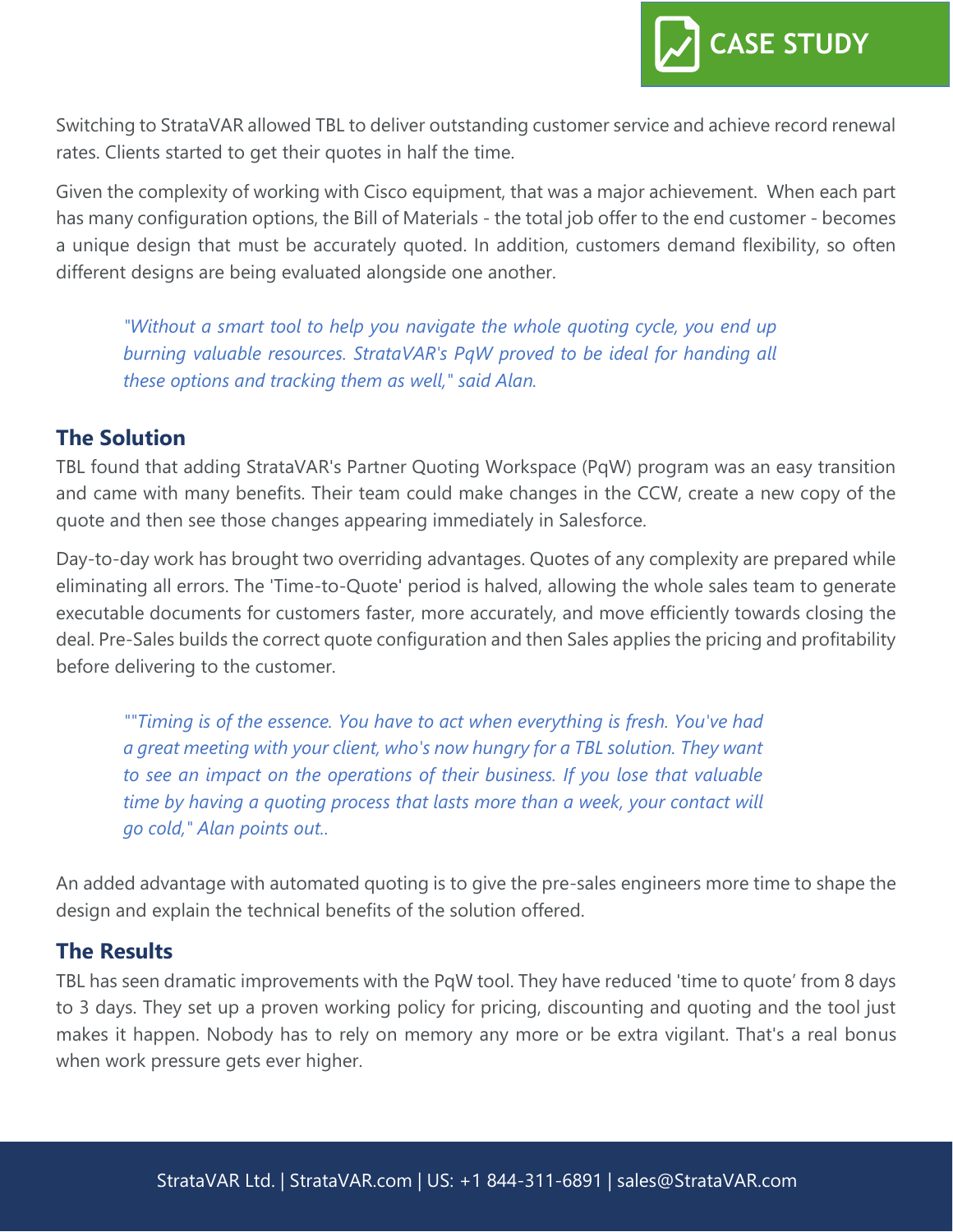Switching to StrataVAR allowed TBL to deliver outstanding customer service and achieve record renewal rates. Clients started to get their quotes in half the time.

Given the complexity of working with Cisco equipment, that was a major achievement. When each part has many configuration options, the Bill of Materials - the total job offer to the end customer - becomes a unique design that must be accurately quoted. In addition, customers demand flexibility, so often different designs are being evaluated alongside one another.

> *"Without a smart tool to help you navigate the whole quoting cycle, you end up burning valuable resources. StrataVAR's PqW proved to be ideal for handing all these options and tracking them as well," said Alan.*

## The Solution

TBL found that adding StrataVAR's Partner Quoting Workspace (PqW) program was an easy transition and came with many benefits. Their team could make changes in the CCW, create a new copy of the quote and then see those changes appearing immediately in Salesforce.

Day-to-day work has brought two overriding advantages. Quotes of any complexity are prepared while eliminating all errors. The 'Time-to-Quote' period is halved, allowing the whole sales team to generate executable documents for customers faster, more accurately, and move efficiently towards closing the deal. Pre-Sales builds the correct quote configuration and then Sales applies the pricing and profitability before delivering to the customer.

> *""Timing is of the essence. You have to act when everything is fresh. You've had a great meeting with your client, who's now hungry for a TBL solution. They want to see an impact on the operations of their business. If you lose that valuable time by having a quoting process that lasts more than a week, your contact will go cold," Alan points out..*

An added advantage with automated quoting is to give the pre-sales engineers more time to shape the design and explain the technical benefits of the solution offered.

## The Results

TBL has seen dramatic improvements with the PqW tool. They have reduced 'time to quote' from 8 days to 3 days. They set up a proven working policy for pricing, discounting and quoting and the tool just makes it happen. Nobody has to rely on memory any more or be extra vigilant. That's a real bonus when work pressure gets ever higher.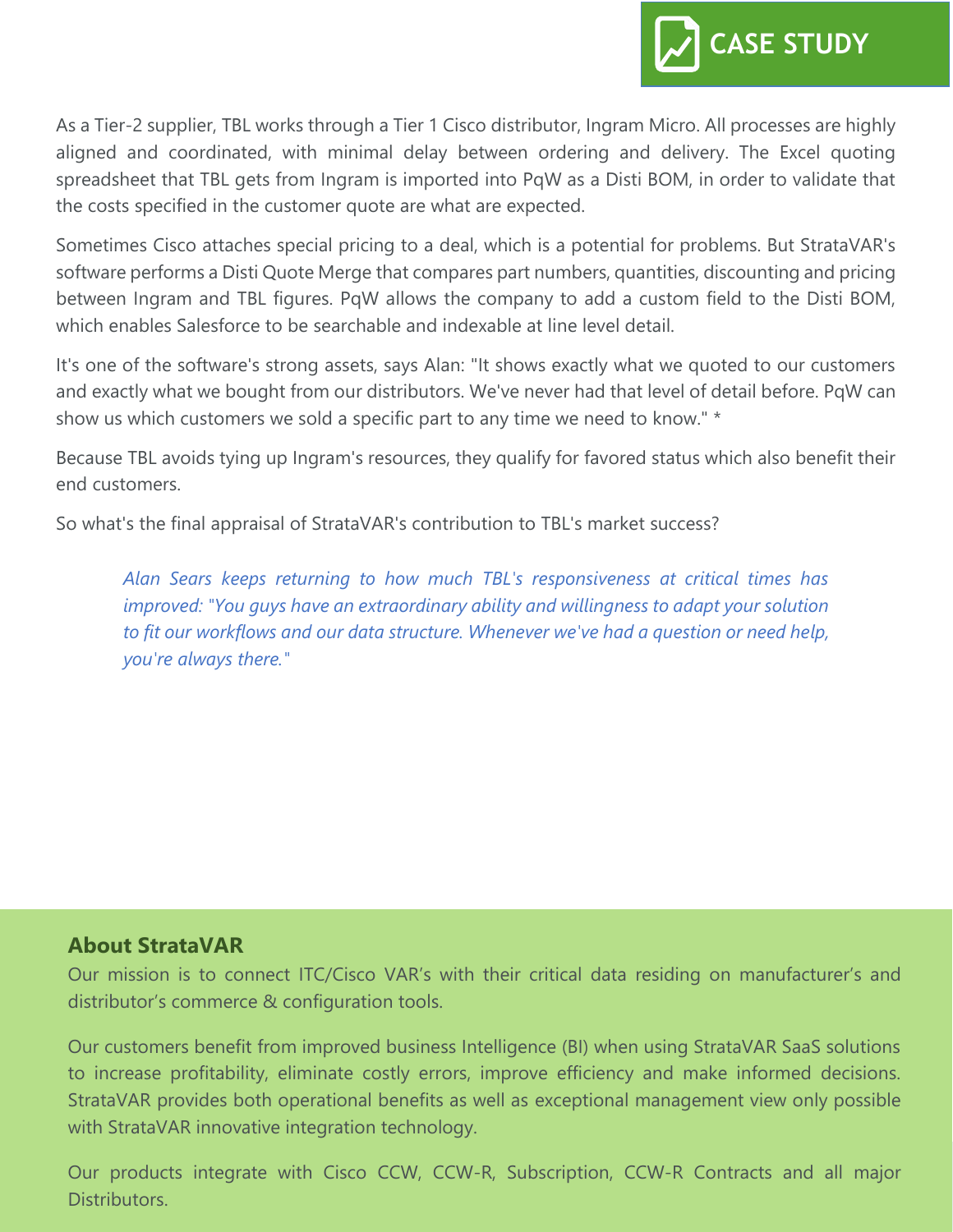As a Tier-2 supplier, TBL works through a Tier 1 Cisco distributor, Ingram Micro. All processes are highly aligned and coordinated, with minimal delay between ordering and delivery. The Excel quoting spreadsheet that TBL gets from Ingram is imported into PqW as a Disti BOM, in order to validate that the costs specified in the customer quote are what are expected.

Sometimes Cisco attaches special pricing to a deal, which is a potential for problems. But StrataVAR's software performs a Disti Quote Merge that compares part numbers, quantities, discounting and pricing between Ingram and TBL figures. PqW allows the company to add a custom field to the Disti BOM, which enables Salesforce to be searchable and indexable at line level detail.

It's one of the software's strong assets, says Alan: "It shows exactly what we quoted to our customers and exactly what we bought from our distributors. We've never had that level of detail before. PqW can show us which customers we sold a specific part to any time we need to know." *

Because TBL avoids tying up Ingram's resources, they qualify for favored status which also benefit their end customers.

So what's the final appraisal of StrataVAR's contribution to TBL's market success?

> *Alan Sears keeps returning to how much TBL's responsiveness at critical times has improved: "You guys have an extraordinary ability and willingness to adapt your solution to fit our workflows and our data structure. Whenever we've had a question or need help, you're always there."*

**About StrataVAR**

Our mission is to connect ITC/Cisco VAR's with their critical data residing on manufacturer's and distributor's commerce & configuration tools.

Our customers benefit from improved business Intelligence (BI) when using StrataVAR SaaS solutions to increase profitability, eliminate costly errors, improve efficiency and make informed decisions. StrataVAR provides both operational benefits as well as exceptional management view only possible with StrataVAR innovative integration technology.

Our products integrate with Cisco CCW, CCW-R, Subscription, CCW-R Contracts and all major Distributors.